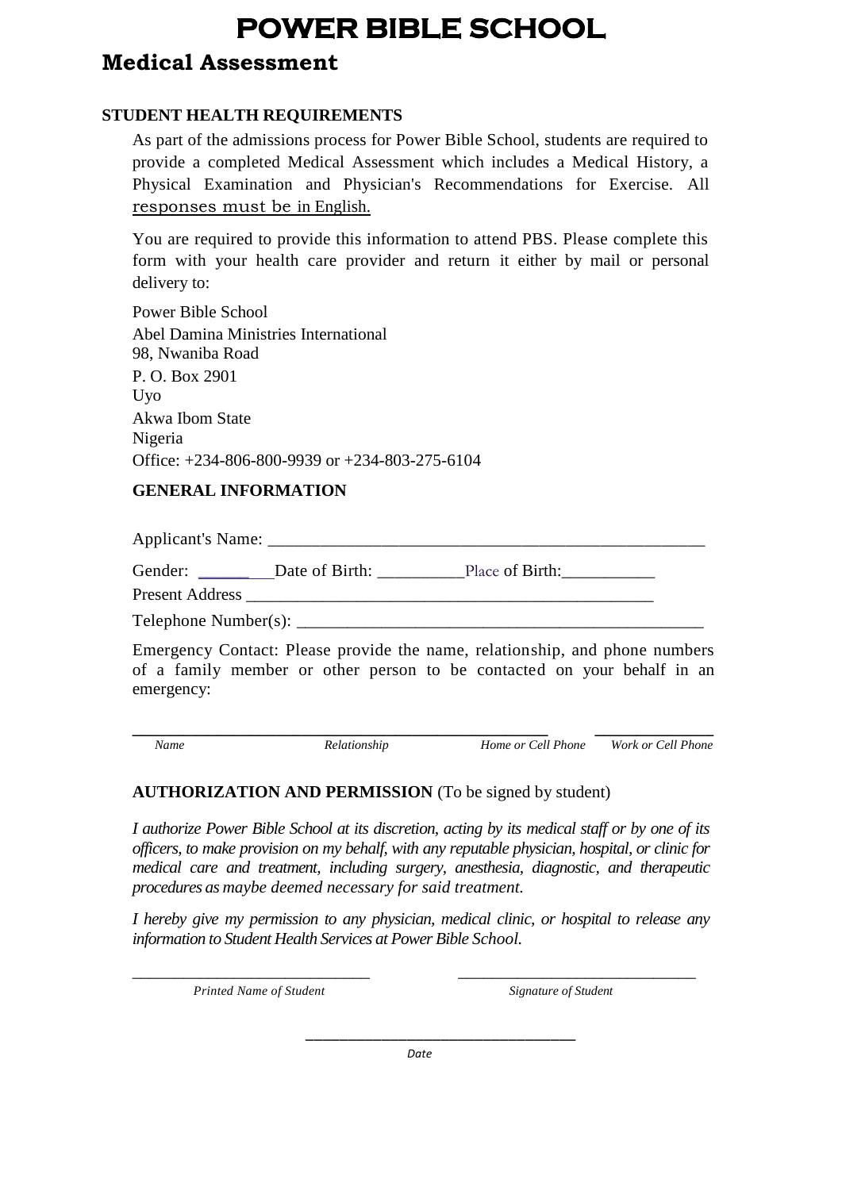# POWER BIBLE SCHOOL

## Medical Assessment

**STUDENT HEALTH REQUIREMENTS**

As part of the admissions process for Power Bible School, students are required to provide a completed Medical Assessment which includes a Medical History, a Physical Examination and Physician's Recommendations for Exercise. All responses must be in English.

You are required to provide this information to attend PBS. Please complete this form with your health care provider and return it either by mail or personal delivery to:

Power Bible School
Abel Damina Ministries International
98, Nwaniba Road
P. O. Box 2901
Uyo
Akwa Ibom State
Nigeria
Office: +234-806-800-9939 or +234-803-275-6104

**GENERAL INFORMATION**

Applicant's Name: ___________________________________________________

Gender: _________ Date of Birth: __________ Place of Birth: ___________

Present Address _______________________________________________

Telephone Number(s): _______________________________________________

Emergency Contact: Please provide the name, relationship, and phone numbers of a family member or other person to be contacted on your behalf in an emergency:

_______________________________________________ ______________

*Name* *Relationship* *Home or Cell Phone* *Work or Cell Phone*

**AUTHORIZATION AND PERMISSION** (To be signed by student)

*I authorize Power Bible School at its discretion, acting by its medical staff or by one of its officers, to make provision on my behalf, with any reputable physician, hospital, or clinic for medical care and treatment, including surgery, anesthesia, diagnostic, and therapeutic procedures as maybe deemed necessary for said treatment.*

*I hereby give my permission to any physician, medical clinic, or hospital to release any information to Student Health Services at Power Bible School.*

_____________________________ _____________________________

*Printed Name of Student* *Signature of Student*

_________________________________

*Date*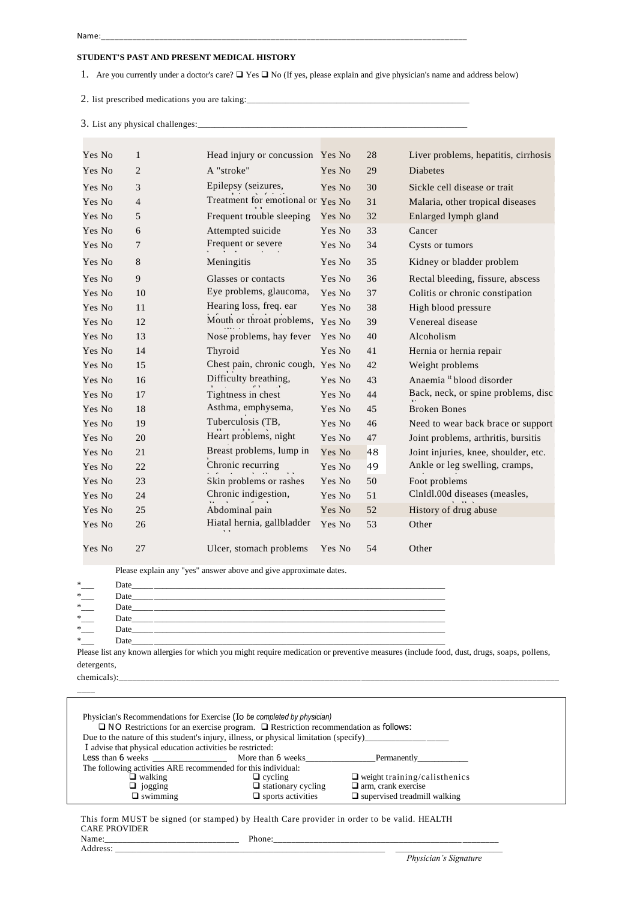Name:\_\_\_\_\_\_\_\_\_\_\_\_\_\_\_\_\_\_\_\_\_\_\_\_\_\_\_\_\_\_\_\_\_\_\_\_\_\_\_\_\_\_\_\_\_\_\_\_\_\_\_\_\_\_\_\_\_\_\_\_\_\_\_\_\_\_\_\_\_\_

**STUDENT'S PAST AND PRESENT MEDICAL HISTORY**

1. Are you currently under a doctor's care? ❑ Yes ❑ No (If yes, please explain and give physician's name and address below)

2. list prescribed medications you are taking:\_\_\_\_\_\_\_\_\_\_\_\_\_\_\_\_\_\_\_\_\_\_\_\_\_\_\_\_\_\_\_\_\_\_\_\_\_\_\_\_\_\_\_\_\_\_\_\_

3. List any physical challenges:\_\_\_\_\_\_\_\_\_\_\_\_\_\_\_\_\_\_\_\_\_\_\_\_\_\_\_\_\_\_\_\_\_\_\_\_\_\_\_\_\_\_\_\_\_\_\_\_\_\_\_\_\_\_\_\_\_\_

| | | | | | |
|---|---|---|---|---|---|
| Yes No | 1 | Head injury or concussion | Yes No | 28 | Liver problems, hepatitis, cirrhosis |
| Yes No | 2 | A "stroke" | Yes No | 29 | Diabetes |
| Yes No | 3 | Epilepsy (seizures, | Yes No | 30 | Sickle cell disease or trait |
| Yes No | 4 | Treatment for emotional or | Yes No | 31 | Malaria, other tropical diseases |
| Yes No | 5 | Frequent trouble sleeping | Yes No | 32 | Enlarged lymph gland |
| Yes No | 6 | Attempted suicide | Yes No | 33 | Cancer |
| Yes No | 7 | Frequent or severe | Yes No | 34 | Cysts or tumors |
| Yes No | 8 | Meningitis | Yes No | 35 | Kidney or bladder problem |
| Yes No | 9 | Glasses or contacts | Yes No | 36 | Rectal bleeding, fissure, abscess |
| Yes No | 10 | Eye problems, glaucoma, | Yes No | 37 | Colitis or chronic constipation |
| Yes No | 11 | Hearing loss, freq. ear | Yes No | 38 | High blood pressure |
| Yes No | 12 | Mouth or throat problems, | Yes No | 39 | Venereal disease |
| Yes No | 13 | Nose problems, hay fever | Yes No | 40 | Alcoholism |
| Yes No | 14 | Thyroid | Yes No | 41 | Hernia or hernia repair |
| Yes No | 15 | Chest pain, chronic cough, | Yes No | 42 | Weight problems |
| Yes No | 16 | Difficulty breathing, | Yes No | 43 | Anaemia it blood disorder |
| Yes No | 17 | Tightness in chest | Yes No | 44 | Back, neck, or spine problems, disc |
| Yes No | 18 | Asthma, emphysema, | Yes No | 45 | Broken Bones |
| Yes No | 19 | Tuberculosis (TB, | Yes No | 46 | Need to wear back brace or support |
| Yes No | 20 | Heart problems, night | Yes No | 47 | Joint problems, arthritis, bursitis |
| Yes No | 21 | Breast problems, lump in | Yes No | 48 | Joint injuries, knee, shoulder, etc. |
| Yes No | 22 | Chronic recurring | Yes No | 49 | Ankle or leg swelling, cramps, |
| Yes No | 23 | Skin problems or rashes | Yes No | 50 | Foot problems |
| Yes No | 24 | Chronic indigestion, | Yes No | 51 | Clnldl.00d diseases (measles, |
| Yes No | 25 | Abdominal pain | Yes No | 52 | History of drug abuse |
| Yes No | 26 | Hiatal hernia, gallbladder | Yes No | 53 | Other |
| Yes No | 27 | Ulcer, stomach problems | Yes No | 54 | Other |

Please explain any "yes" answer above and give approximate dates.

*\_\_\_ Date\_\_\_\_\_\_\_\_\_\_\_\_\_\_\_\_\_\_\_\_\_\_\_\_\_\_\_\_\_\_\_\_\_\_\_\_\_\_\_\_\_\_\_\_\_\_\_\_\_\_\_\_\_\_\_\_\_\_\_\_\_\_
*\_\_\_ Date\_\_\_\_\_\_\_\_\_\_\_\_\_\_\_\_\_\_\_\_\_\_\_\_\_\_\_\_\_\_\_\_\_\_\_\_\_\_\_\_\_\_\_\_\_\_\_\_\_\_\_\_\_\_\_\_\_\_\_\_\_\_
*\_\_\_ Date\_\_\_\_\_\_\_\_\_\_\_\_\_\_\_\_\_\_\_\_\_\_\_\_\_\_\_\_\_\_\_\_\_\_\_\_\_\_\_\_\_\_\_\_\_\_\_\_\_\_\_\_\_\_\_\_\_\_\_\_\_\_
*\_\_\_ Date\_\_\_\_\_\_\_\_\_\_\_\_\_\_\_\_\_\_\_\_\_\_\_\_\_\_\_\_\_\_\_\_\_\_\_\_\_\_\_\_\_\_\_\_\_\_\_\_\_\_\_\_\_\_\_\_\_\_\_\_\_\_
*\_\_\_ Date\_\_\_\_\_\_\_\_\_\_\_\_\_\_\_\_\_\_\_\_\_\_\_\_\_\_\_\_\_\_\_\_\_\_\_\_\_\_\_\_\_\_\_\_\_\_\_\_\_\_\_\_\_\_\_\_\_\_\_\_\_\_
*\_\_\_ Date\_\_\_\_\_\_\_\_\_\_\_\_\_\_\_\_\_\_\_\_\_\_\_\_\_\_\_\_\_\_\_\_\_\_\_\_\_\_\_\_\_\_\_\_\_\_\_\_\_\_\_\_\_\_\_\_\_\_\_\_\_\_

Please list any known allergies for which you might require medication or preventive measures (include food, dust, drugs, soaps, pollens, detergents, chemicals):\_\_\_\_\_\_\_\_\_\_\_\_\_\_\_\_\_\_\_\_\_\_\_\_\_\_\_\_\_\_\_\_\_\_\_\_\_\_\_\_\_\_\_\_\_\_\_\_\_\_\_\_\_\_\_\_\_\_\_\_\_\_\_\_\_\_\_\_\_\_\_\_\_\_\_\_\_\_

Physician's Recommendations for Exercise (*To be completed by physician*)

❑ NO Restrictions for an exercise program. ❑ Restriction recommendation as follows:

Due to the nature of this student's injury, illness, or physical limitation (specify)\_\_\_\_\_\_\_\_\_\_\_\_\_\_\_\_\_\_\_\_

I advise that physical education activities be restricted:

Less than 6 weeks \_\_\_\_\_\_\_\_\_\_\_\_\_\_\_\_ More than 6 weeks\_\_\_\_\_\_\_\_\_\_\_\_\_\_\_\_ Permanently\_\_\_\_\_\_\_\_\_\_\_\_

The following activities ARE recommended for this individual:

| | | |
|---|---|---|
| ❑ walking | ❑ cycling | ❑ weight training/calisthenics |
| ❑ jogging | ❑ stationary cycling | ❑ arm, crank exercise |
| ❑ swimming | ❑ sports activities | ❑ supervised treadmill walking |

This form MUST be signed (or stamped) by Health Care provider in order to be valid. HEALTH CARE PROVIDER

Name:\_\_\_\_\_\_\_\_\_\_\_\_\_\_\_\_\_\_\_\_\_\_\_\_\_\_\_\_\_\_ Phone:\_\_\_\_\_\_\_\_\_\_\_\_\_\_\_\_\_\_\_\_\_\_\_\_\_\_\_\_\_\_\_\_\_\_\_\_\_\_\_\_\_\_\_\_\_\_\_\_\_\_

Address: \_\_\_\_\_\_\_\_\_\_\_\_\_\_\_\_\_\_\_\_\_\_\_\_\_\_\_\_\_\_\_\_\_\_\_\_\_\_\_\_\_\_\_\_\_\_\_\_\_\_\_\_\_\_\_\_\_\_\_\_\_\_ \_\_\_\_\_\_\_\_\_\_\_\_\_\_\_\_\_\_\_\_\_\_\_\_

*Physician's Signature*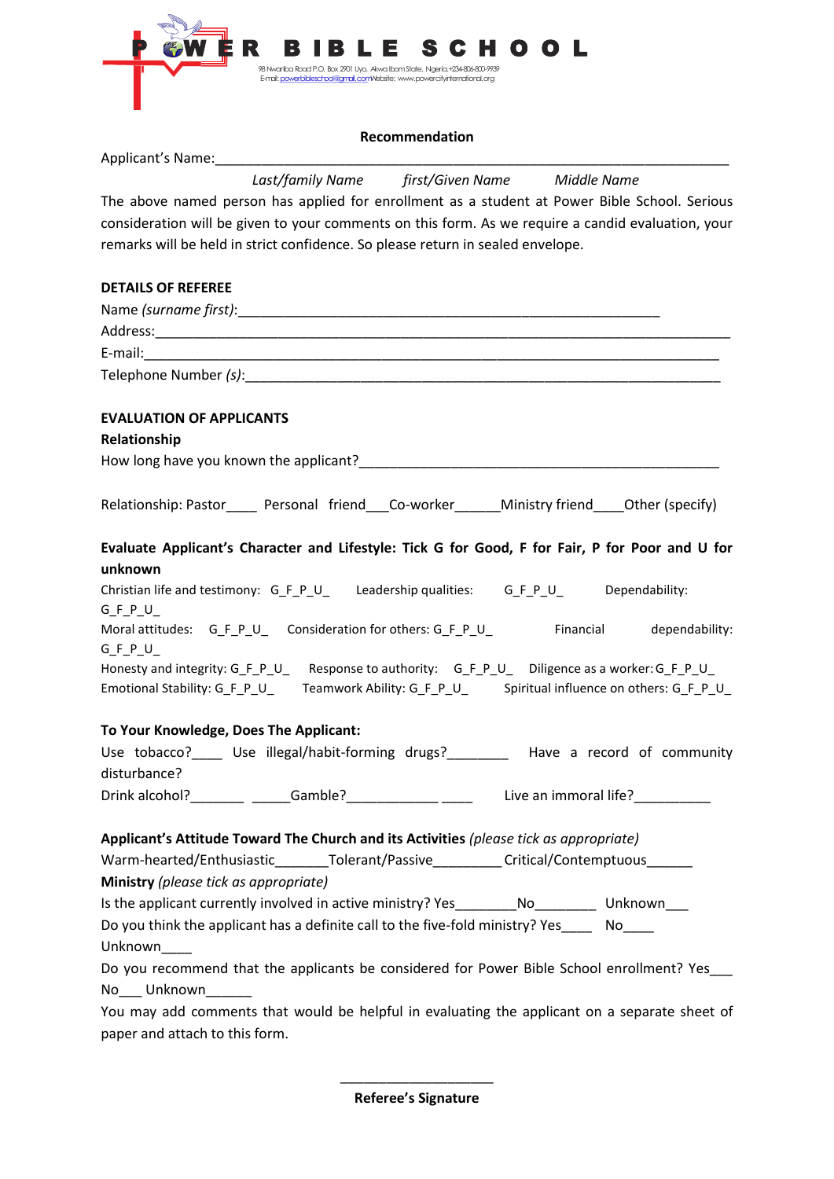# POWER BIBLE SCHOOL

98 Nwaniba Road P.O. Box 2901 Uyo, Akwa Ibom State, Nigeria. +234-806-800-9939
E-mail: powerbibleschool@gmail.com Website: www.powercityinternational.org

**Recommendation**

Applicant's Name:___________________________________________________________________

*Last/family Name* *first/Given Name* *Middle Name*

The above named person has applied for enrollment as a student at Power Bible School. Serious consideration will be given to your comments on this form. As we require a candid evaluation, your remarks will be held in strict confidence. So please return in sealed envelope.

**DETAILS OF REFEREE**

Name *(surname first)*:_________________________________________________________

Address:_____________________________________________________________________

E-mail:______________________________________________________________________

Telephone Number *(s)*:_______________________________________________________

**EVALUATION OF APPLICANTS**

**Relationship**

How long have you known the applicant?_______________________________________________

Relationship: Pastor____ Personal friend___Co-worker______Ministry friend____Other (specify)

**Evaluate Applicant's Character and Lifestyle: Tick G for Good, F for Fair, P for Poor and U for unknown**

Christian life and testimony: G_F_P_U_ Leadership qualities: G_F_P_U_ Dependability: G_F_P_U_

Moral attitudes: G_F_P_U_ Consideration for others: G_F_P_U_ Financial dependability: G_F_P_U_

Honesty and integrity: G_F_P_U_ Response to authority: G_F_P_U_ Diligence as a worker: G_F_P_U_

Emotional Stability: G_F_P_U_ Teamwork Ability: G_F_P_U_ Spiritual influence on others: G_F_P_U_

**To Your Knowledge, Does The Applicant:**

Use tobacco?____ Use illegal/habit-forming drugs?________ Have a record of community disturbance?

Drink alcohol?_______ _____Gamble?____________ ____ Live an immoral life?__________

**Applicant's Attitude Toward The Church and its Activities** *(please tick as appropriate)*

Warm-hearted/Enthusiastic_______Tolerant/Passive_________Critical/Contemptuous______

**Ministry** *(please tick as appropriate)*

Is the applicant currently involved in active ministry? Yes________No________ Unknown___

Do you think the applicant has a definite call to the five-fold ministry? Yes____ No____ Unknown____

Do you recommend that the applicants be considered for Power Bible School enrollment? Yes___ No___ Unknown______

You may add comments that would be helpful in evaluating the applicant on a separate sheet of paper and attach to this form.

____________________

**Referee's Signature**